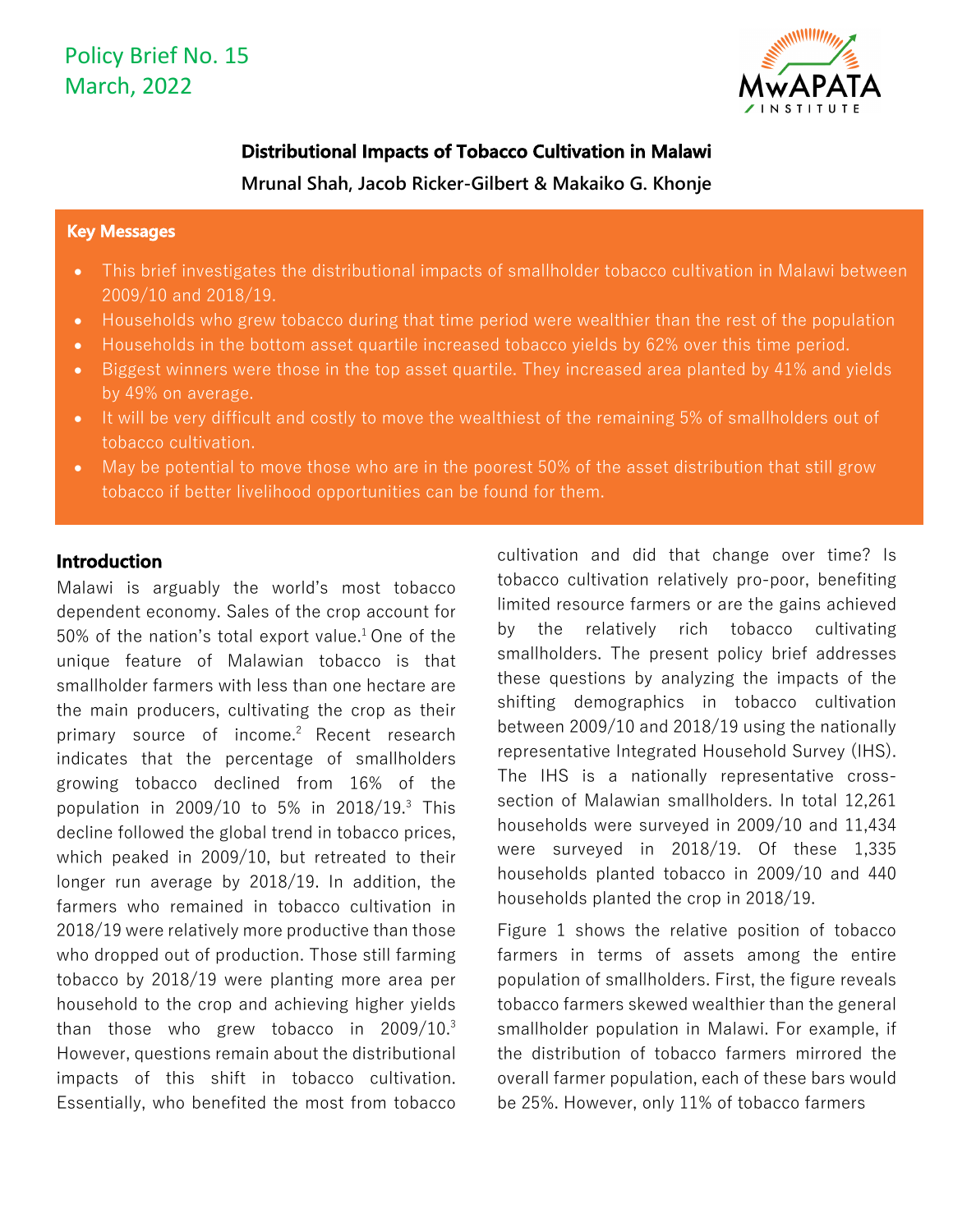Policy Brief No. 15
March, 2022

# Distributional Impacts of Tobacco Cultivation in Malawi

**Mrunal Shah, Jacob Ricker-Gilbert & Makaiko G. Khonje**

## Key Messages

- This brief investigates the distributional impacts of smallholder tobacco cultivation in Malawi between 2009/10 and 2018/19.
- Households who grew tobacco during that time period were wealthier than the rest of the population
- Households in the bottom asset quartile increased tobacco yields by 62% over this time period.
- Biggest winners were those in the top asset quartile. They increased area planted by 41% and yields by 49% on average.
- It will be very difficult and costly to move the wealthiest of the remaining 5% of smallholders out of tobacco cultivation.
- May be potential to move those who are in the poorest 50% of the asset distribution that still grow tobacco if better livelihood opportunities can be found for them.

## Introduction

Malawi is arguably the world's most tobacco dependent economy. Sales of the crop account for 50% of the nation's total export value.[1] One of the unique feature of Malawian tobacco is that smallholder farmers with less than one hectare are the main producers, cultivating the crop as their primary source of income.[2] Recent research indicates that the percentage of smallholders growing tobacco declined from 16% of the population in 2009/10 to 5% in 2018/19.[3] This decline followed the global trend in tobacco prices, which peaked in 2009/10, but retreated to their longer run average by 2018/19. In addition, the farmers who remained in tobacco cultivation in 2018/19 were relatively more productive than those who dropped out of production. Those still farming tobacco by 2018/19 were planting more area per household to the crop and achieving higher yields than those who grew tobacco in 2009/10.[3] However, questions remain about the distributional impacts of this shift in tobacco cultivation. Essentially, who benefited the most from tobacco cultivation and did that change over time? Is tobacco cultivation relatively pro-poor, benefiting limited resource farmers or are the gains achieved by the relatively rich tobacco cultivating smallholders. The present policy brief addresses these questions by analyzing the impacts of the shifting demographics in tobacco cultivation between 2009/10 and 2018/19 using the nationally representative Integrated Household Survey (IHS). The IHS is a nationally representative cross-section of Malawian smallholders. In total 12,261 households were surveyed in 2009/10 and 11,434 were surveyed in 2018/19. Of these 1,335 households planted tobacco in 2009/10 and 440 households planted the crop in 2018/19.

Figure 1 shows the relative position of tobacco farmers in terms of assets among the entire population of smallholders. First, the figure reveals tobacco farmers skewed wealthier than the general smallholder population in Malawi. For example, if the distribution of tobacco farmers mirrored the overall farmer population, each of these bars would be 25%. However, only 11% of tobacco farmers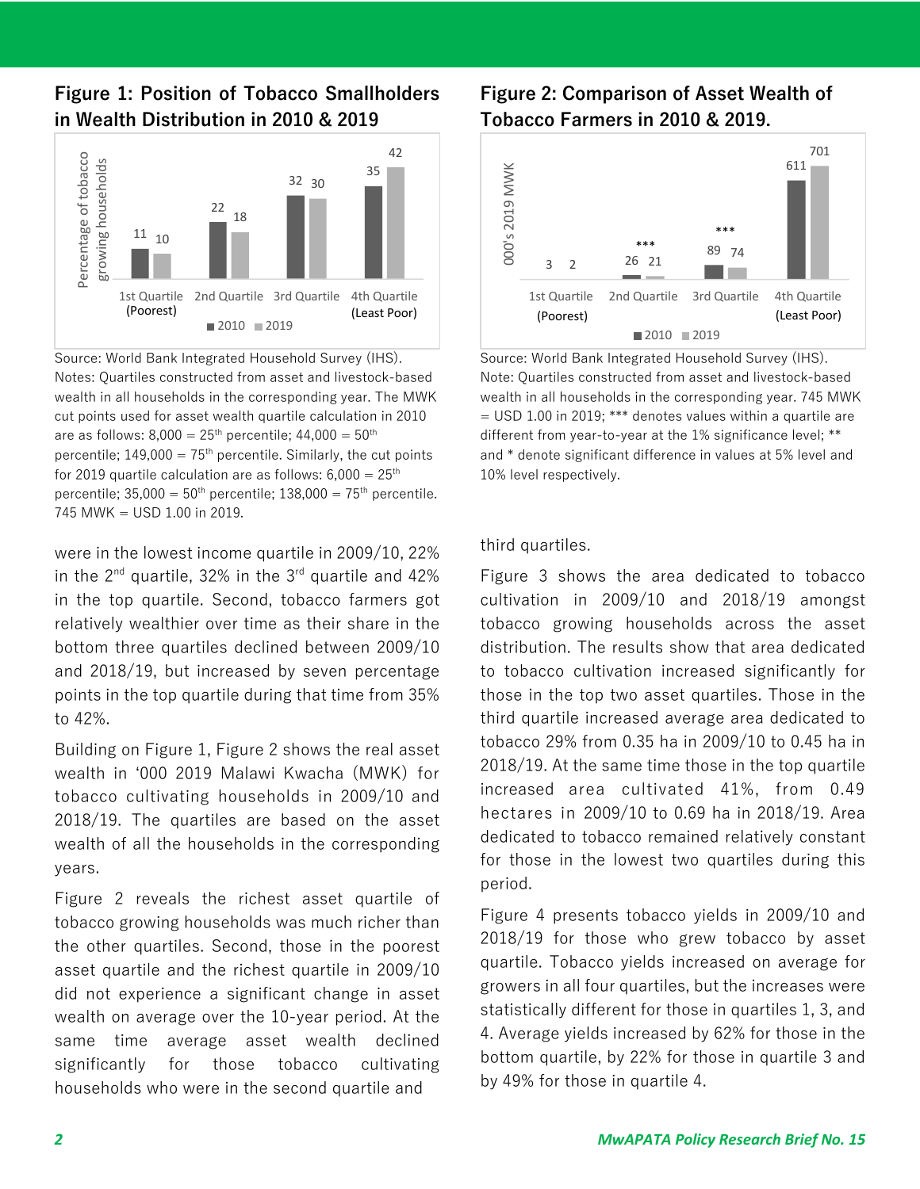## Figure 1: Position of Tobacco Smallholders in Wealth Distribution in 2010 & 2019

| Percentage of tobacco growing households | 2010 | 2019 |
|---|---|---|
| 1st Quartile (Poorest) | 11 | 10 |
| 2nd Quartile | 22 | 18 |
| 3rd Quartile | 32 | 30 |
| 4th Quartile (Least Poor) | 35 | 42 |

Source: World Bank Integrated Household Survey (IHS).
Notes: Quartiles constructed from asset and livestock-based wealth in all households in the corresponding year. The MWK cut points used for asset wealth quartile calculation in 2010 are as follows: 8,000 = 25th percentile; 44,000 = 50th percentile; 149,000 = 75th percentile. Similarly, the cut points for 2019 quartile calculation are as follows: 6,000 = 25th percentile; 35,000 = 50th percentile; 138,000 = 75th percentile. 745 MWK = USD 1.00 in 2019.

were in the lowest income quartile in 2009/10, 22% in the 2nd quartile, 32% in the 3rd quartile and 42% in the top quartile. Second, tobacco farmers got relatively wealthier over time as their share in the bottom three quartiles declined between 2009/10 and 2018/19, but increased by seven percentage points in the top quartile during that time from 35% to 42%.

Building on Figure 1, Figure 2 shows the real asset wealth in '000 2019 Malawi Kwacha (MWK) for tobacco cultivating households in 2009/10 and 2018/19. The quartiles are based on the asset wealth of all the households in the corresponding years.

Figure 2 reveals the richest asset quartile of tobacco growing households was much richer than the other quartiles. Second, those in the poorest asset quartile and the richest quartile in 2009/10 did not experience a significant change in asset wealth on average over the 10-year period. At the same time average asset wealth declined significantly for those tobacco cultivating households who were in the second quartile and third quartiles.

## Figure 2: Comparison of Asset Wealth of Tobacco Farmers in 2010 & 2019.

| 000's 2019 MWK | 2010 | 2019 |
|---|---|---|
| 1st Quartile (Poorest) | 3 | 2 |
| 2nd Quartile *** | 26 | 21 |
| 3rd Quartile *** | 89 | 74 |
| 4th Quartile (Least Poor) | 611 | 701 |

Source: World Bank Integrated Household Survey (IHS).
Note: Quartiles constructed from asset and livestock-based wealth in all households in the corresponding year. 745 MWK = USD 1.00 in 2019; *** denotes values within a quartile are different from year-to-year at the 1% significance level; ** and * denote significant difference in values at 5% level and 10% level respectively.

Figure 3 shows the area dedicated to tobacco cultivation in 2009/10 and 2018/19 amongst tobacco growing households across the asset distribution. The results show that area dedicated to tobacco cultivation increased significantly for those in the top two asset quartiles. Those in the third quartile increased average area dedicated to tobacco 29% from 0.35 ha in 2009/10 to 0.45 ha in 2018/19. At the same time those in the top quartile increased area cultivated 41%, from 0.49 hectares in 2009/10 to 0.69 ha in 2018/19. Area dedicated to tobacco remained relatively constant for those in the lowest two quartiles during this period.

Figure 4 presents tobacco yields in 2009/10 and 2018/19 for those who grew tobacco by asset quartile. Tobacco yields increased on average for growers in all four quartiles, but the increases were statistically different for those in quartiles 1, 3, and 4. Average yields increased by 62% for those in the bottom quartile, by 22% for those in quartile 3 and by 49% for those in quartile 4.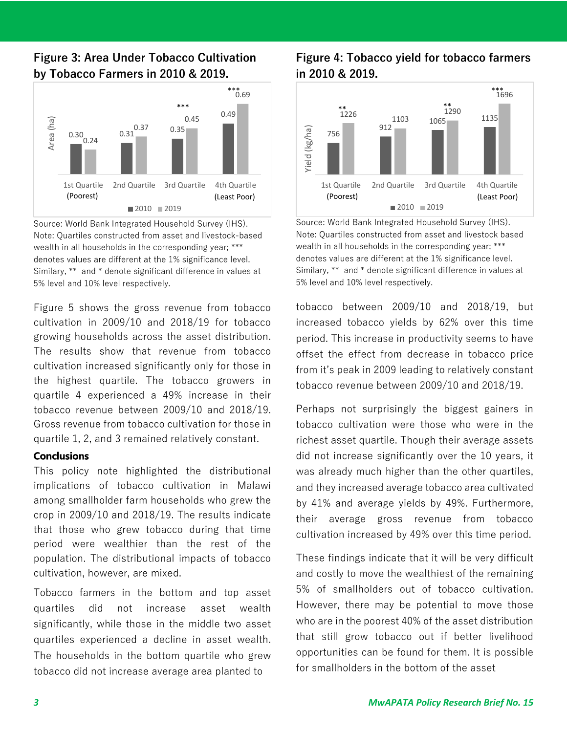## Figure 3: Area Under Tobacco Cultivation by Tobacco Farmers in 2010 & 2019.

| Area (ha) | 1st Quartile (Poorest) | 2nd Quartile | 3rd Quartile *** | 4th Quartile (Least Poor) *** |
|---|---|---|---|---|
| 2010 | 0.30 | 0.31 | 0.35 | 0.49 |
| 2019 | 0.24 | 0.37 | 0.45 | 0.69 |

Source: World Bank Integrated Household Survey (IHS).
Note: Quartiles constructed from asset and livestock-based wealth in all households in the corresponding year; *** denotes values are different at the 1% significance level. Similary, ** and * denote significant difference in values at 5% level and 10% level respectively.

## Figure 4: Tobacco yield for tobacco farmers in 2010 & 2019.

| Yield (kg/ha) | 1st Quartile (Poorest) ** | 2nd Quartile | 3rd Quartile ** | 4th Quartile (Least Poor) *** |
|---|---|---|---|---|
| 2010 | 756 | 912 | 1065 | 1135 |
| 2019 | 1226 | 1103 | 1290 | 1696 |

Source: World Bank Integrated Household Survey (IHS).
Note: Quartiles constructed from asset and livestock based wealth in all households in the corresponding year; *** denotes values are different at the 1% significance level. Similary, ** and * denote significant difference in values at 5% level and 10% level respectively.

Figure 5 shows the gross revenue from tobacco cultivation in 2009/10 and 2018/19 for tobacco growing households across the asset distribution. The results show that revenue from tobacco cultivation increased significantly only for those in the highest quartile. The tobacco growers in quartile 4 experienced a 49% increase in their tobacco revenue between 2009/10 and 2018/19. Gross revenue from tobacco cultivation for those in quartile 1, 2, and 3 remained relatively constant.

### Conclusions

This policy note highlighted the distributional implications of tobacco cultivation in Malawi among smallholder farm households who grew the crop in 2009/10 and 2018/19. The results indicate that those who grew tobacco during that time period were wealthier than the rest of the population. The distributional impacts of tobacco cultivation, however, are mixed.

Tobacco farmers in the bottom and top asset quartiles did not increase asset wealth significantly, while those in the middle two asset quartiles experienced a decline in asset wealth. The households in the bottom quartile who grew tobacco did not increase average area planted to tobacco between 2009/10 and 2018/19, but increased tobacco yields by 62% over this time period. This increase in productivity seems to have offset the effect from decrease in tobacco price from it's peak in 2009 leading to relatively constant tobacco revenue between 2009/10 and 2018/19.

Perhaps not surprisingly the biggest gainers in tobacco cultivation were those who were in the richest asset quartile. Though their average assets did not increase significantly over the 10 years, it was already much higher than the other quartiles, and they increased average tobacco area cultivated by 41% and average yields by 49%. Furthermore, their average gross revenue from tobacco cultivation increased by 49% over this time period.

These findings indicate that it will be very difficult and costly to move the wealthiest of the remaining 5% of smallholders out of tobacco cultivation. However, there may be potential to move those who are in the poorest 40% of the asset distribution that still grow tobacco out if better livelihood opportunities can be found for them. It is possible for smallholders in the bottom of the asset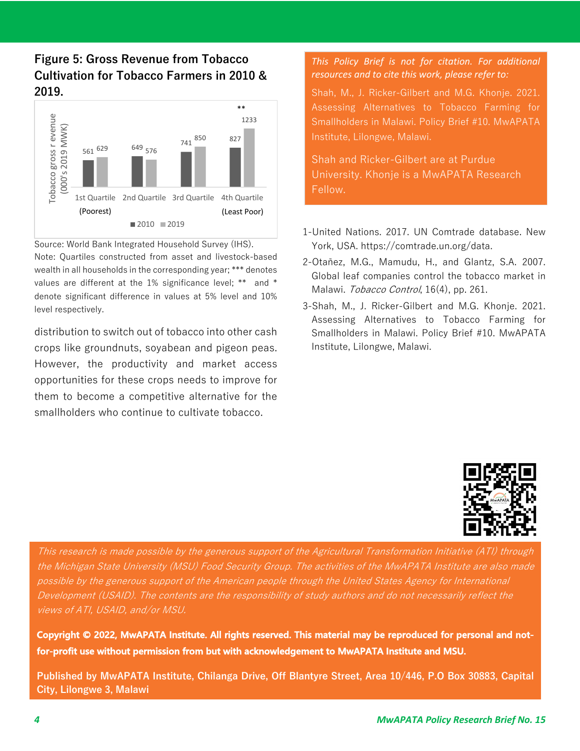**Figure 5: Gross Revenue from Tobacco Cultivation for Tobacco Farmers in 2010 & 2019.**

Tobacco gross r evenue (000's 2019 MWK)

561 629
649 576
741 850
827 1233
**

1st Quartile (Poorest)
2nd Quartile
3rd Quartile
4th Quartile (Least Poor)

2010 2019

Source: World Bank Integrated Household Survey (IHS).
Note: Quartiles constructed from asset and livestock-based wealth in all households in the corresponding year; *** denotes values are different at the 1% significance level; ** and * denote significant difference in values at 5% level and 10% level respectively.

distribution to switch out of tobacco into other cash crops like groundnuts, soyabean and pigeon peas. However, the productivity and market access opportunities for these crops needs to improve for them to become a competitive alternative for the smallholders who continue to cultivate tobacco.

*This Policy Brief is not for citation. For additional resources and to cite this work, please refer to:*

Shah, M., J. Ricker-Gilbert and M.G. Khonje. 2021. Assessing Alternatives to Tobacco Farming for Smallholders in Malawi. Policy Brief #10. MwAPATA Institute, Lilongwe, Malawi.

Shah and Ricker-Gilbert are at Purdue University. Khonje is a MwAPATA Research Fellow.

1-United Nations. 2017. UN Comtrade database. New York, USA. https://comtrade.un.org/data.

2-Otañez, M.G., Mamudu, H., and Glantz, S.A. 2007. Global leaf companies control the tobacco market in Malawi. *Tobacco Control*, 16(4), pp. 261.

3-Shah, M., J. Ricker-Gilbert and M.G. Khonje. 2021. Assessing Alternatives to Tobacco Farming for Smallholders in Malawi. Policy Brief #10. MwAPATA Institute, Lilongwe, Malawi.

*This research is made possible by the generous support of the Agricultural Transformation Initiative (ATI) through the Michigan State University (MSU) Food Security Group. The activities of the MwAPATA Institute are also made possible by the generous support of the American people through the United States Agency for International Development (USAID). The contents are the responsibility of study authors and do not necessarily reflect the views of ATI, USAID, and/or MSU.*

**Copyright © 2022, MwAPATA Institute. All rights reserved. This material may be reproduced for personal and not-for-profit use without permission from but with acknowledgement to MwAPATA Institute and MSU.**

**Published by MwAPATA Institute, Chilanga Drive, Off Blantyre Street, Area 10/446, P.O Box 30883, Capital City, Lilongwe 3, Malawi**